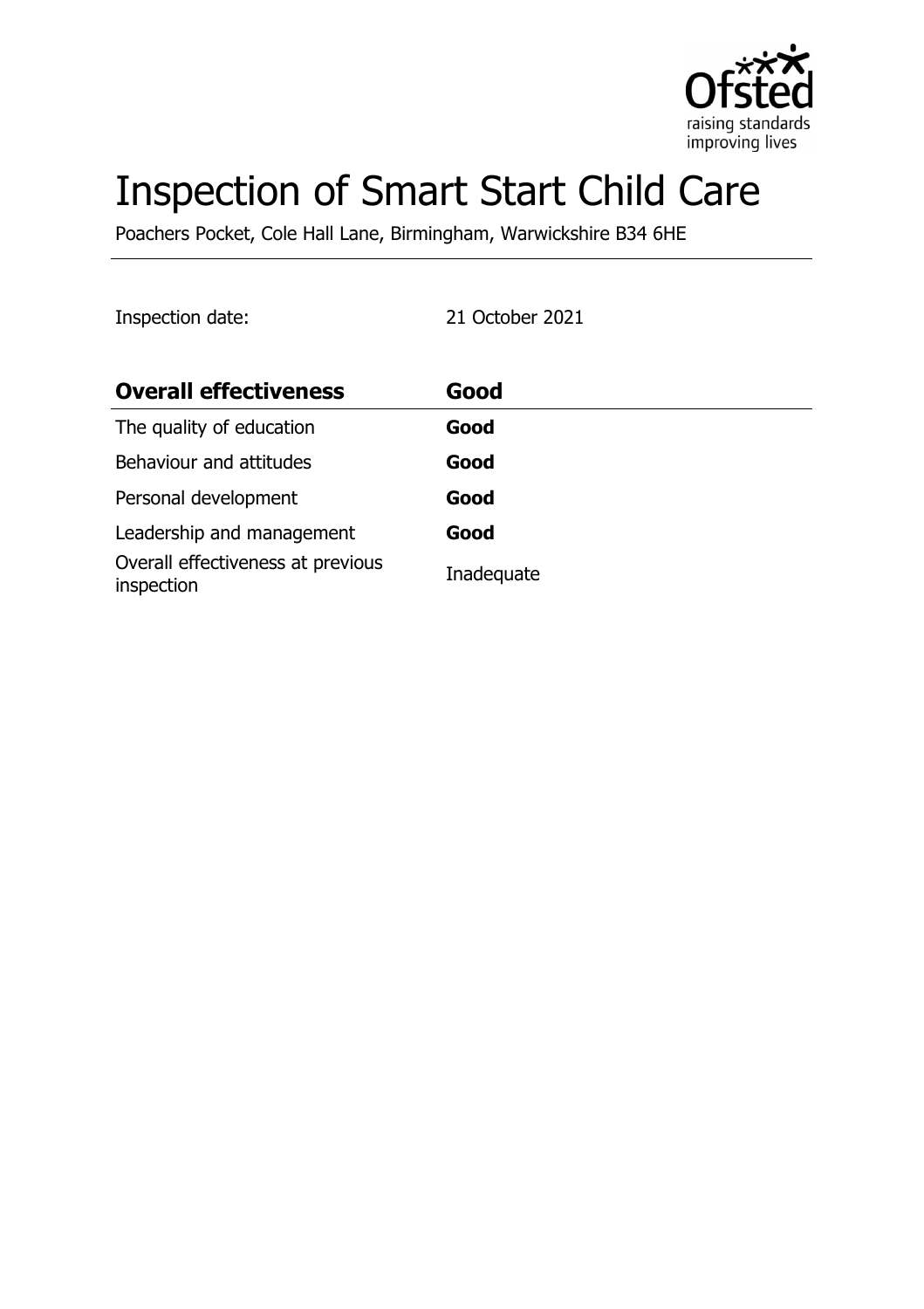# Inspection of Smart Start Child Care

Poachers Pocket, Cole Hall Lane, Birmingham, Warwickshire B34 6HE

Inspection date: 21 October 2021

| Overall effectiveness | Good |
| --- | --- |
| The quality of education | **Good** |
| Behaviour and attitudes | **Good** |
| Personal development | **Good** |
| Leadership and management | **Good** |
| Overall effectiveness at previous inspection | Inadequate |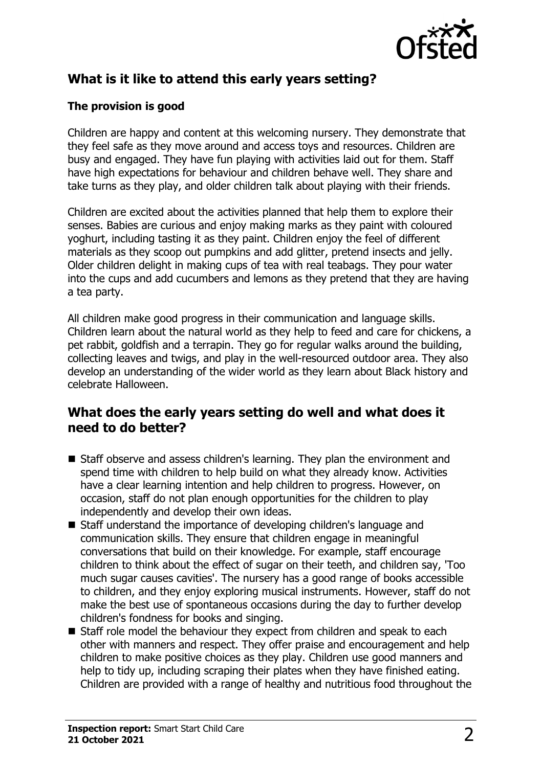## What is it like to attend this early years setting?

### The provision is good

Children are happy and content at this welcoming nursery. They demonstrate that they feel safe as they move around and access toys and resources. Children are busy and engaged. They have fun playing with activities laid out for them. Staff have high expectations for behaviour and children behave well. They share and take turns as they play, and older children talk about playing with their friends.

Children are excited about the activities planned that help them to explore their senses. Babies are curious and enjoy making marks as they paint with coloured yoghurt, including tasting it as they paint. Children enjoy the feel of different materials as they scoop out pumpkins and add glitter, pretend insects and jelly. Older children delight in making cups of tea with real teabags. They pour water into the cups and add cucumbers and lemons as they pretend that they are having a tea party.

All children make good progress in their communication and language skills. Children learn about the natural world as they help to feed and care for chickens, a pet rabbit, goldfish and a terrapin. They go for regular walks around the building, collecting leaves and twigs, and play in the well-resourced outdoor area. They also develop an understanding of the wider world as they learn about Black history and celebrate Halloween.

## What does the early years setting do well and what does it need to do better?

- Staff observe and assess children's learning. They plan the environment and spend time with children to help build on what they already know. Activities have a clear learning intention and help children to progress. However, on occasion, staff do not plan enough opportunities for the children to play independently and develop their own ideas.
- Staff understand the importance of developing children's language and communication skills. They ensure that children engage in meaningful conversations that build on their knowledge. For example, staff encourage children to think about the effect of sugar on their teeth, and children say, 'Too much sugar causes cavities'. The nursery has a good range of books accessible to children, and they enjoy exploring musical instruments. However, staff do not make the best use of spontaneous occasions during the day to further develop children's fondness for books and singing.
- Staff role model the behaviour they expect from children and speak to each other with manners and respect. They offer praise and encouragement and help children to make positive choices as they play. Children use good manners and help to tidy up, including scraping their plates when they have finished eating. Children are provided with a range of healthy and nutritious food throughout the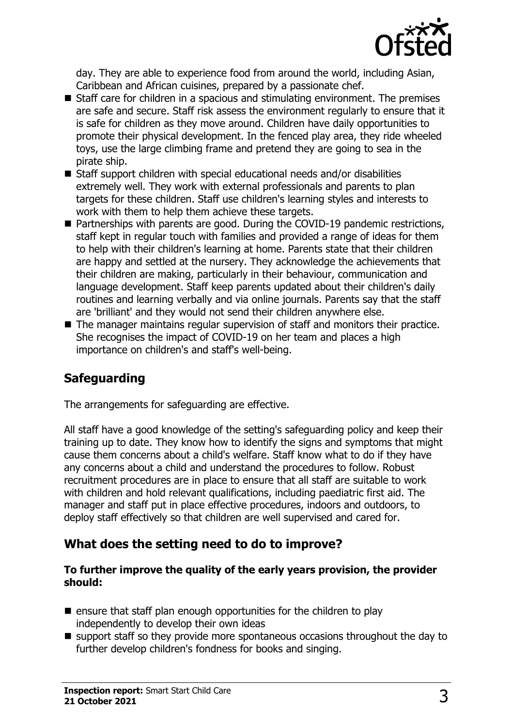day. They are able to experience food from around the world, including Asian, Caribbean and African cuisines, prepared by a passionate chef.

- Staff care for children in a spacious and stimulating environment. The premises are safe and secure. Staff risk assess the environment regularly to ensure that it is safe for children as they move around. Children have daily opportunities to promote their physical development. In the fenced play area, they ride wheeled toys, use the large climbing frame and pretend they are going to sea in the pirate ship.
- Staff support children with special educational needs and/or disabilities extremely well. They work with external professionals and parents to plan targets for these children. Staff use children's learning styles and interests to work with them to help them achieve these targets.
- Partnerships with parents are good. During the COVID-19 pandemic restrictions, staff kept in regular touch with families and provided a range of ideas for them to help with their children's learning at home. Parents state that their children are happy and settled at the nursery. They acknowledge the achievements that their children are making, particularly in their behaviour, communication and language development. Staff keep parents updated about their children's daily routines and learning verbally and via online journals. Parents say that the staff are 'brilliant' and they would not send their children anywhere else.
- The manager maintains regular supervision of staff and monitors their practice. She recognises the impact of COVID-19 on her team and places a high importance on children's and staff's well-being.

## Safeguarding

The arrangements for safeguarding are effective.

All staff have a good knowledge of the setting's safeguarding policy and keep their training up to date. They know how to identify the signs and symptoms that might cause them concerns about a child's welfare. Staff know what to do if they have any concerns about a child and understand the procedures to follow. Robust recruitment procedures are in place to ensure that all staff are suitable to work with children and hold relevant qualifications, including paediatric first aid. The manager and staff put in place effective procedures, indoors and outdoors, to deploy staff effectively so that children are well supervised and cared for.

## What does the setting need to do to improve?

**To further improve the quality of the early years provision, the provider should:**

- ensure that staff plan enough opportunities for the children to play independently to develop their own ideas
- support staff so they provide more spontaneous occasions throughout the day to further develop children's fondness for books and singing.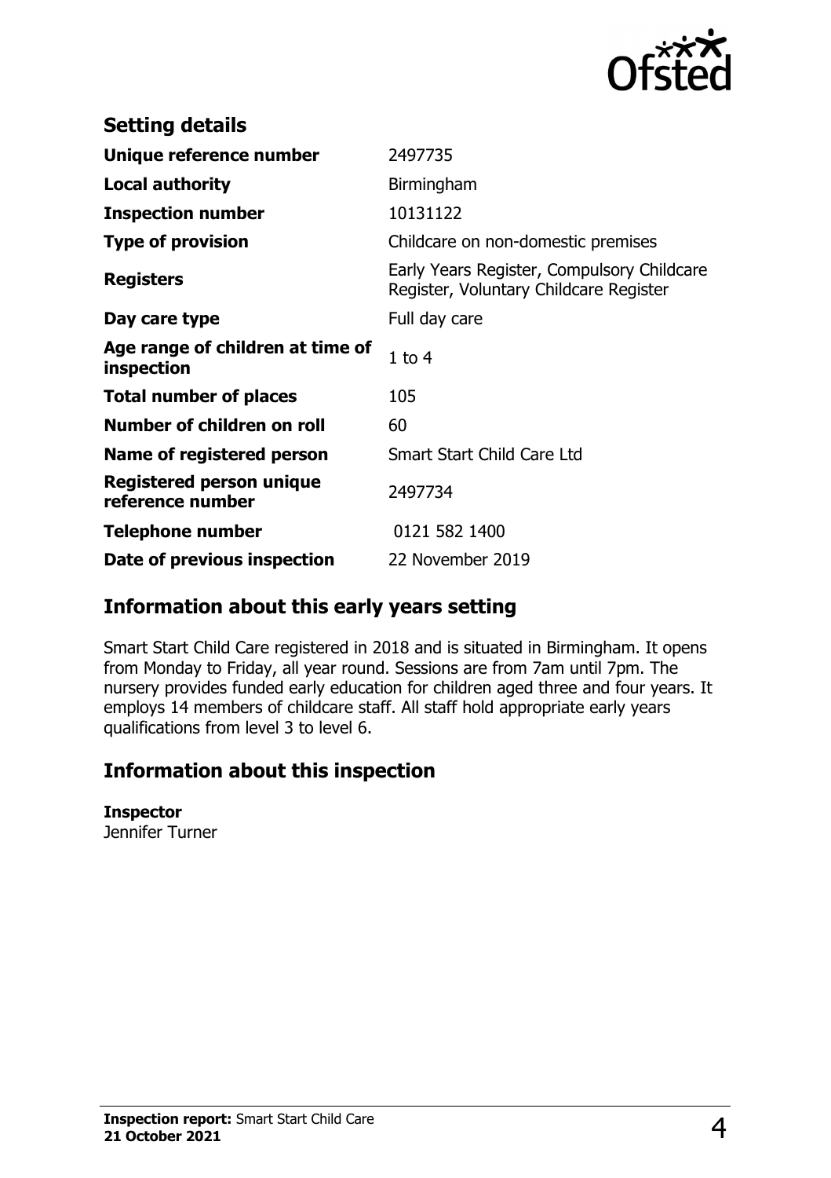## Setting details

| | |
|---|---|
| **Unique reference number** | 2497735 |
| **Local authority** | Birmingham |
| **Inspection number** | 10131122 |
| **Type of provision** | Childcare on non-domestic premises |
| **Registers** | Early Years Register, Compulsory Childcare Register, Voluntary Childcare Register |
| **Day care type** | Full day care |
| **Age range of children at time of inspection** | 1 to 4 |
| **Total number of places** | 105 |
| **Number of children on roll** | 60 |
| **Name of registered person** | Smart Start Child Care Ltd |
| **Registered person unique reference number** | 2497734 |
| **Telephone number** | 0121 582 1400 |
| **Date of previous inspection** | 22 November 2019 |

## Information about this early years setting

Smart Start Child Care registered in 2018 and is situated in Birmingham. It opens from Monday to Friday, all year round. Sessions are from 7am until 7pm. The nursery provides funded early education for children aged three and four years. It employs 14 members of childcare staff. All staff hold appropriate early years qualifications from level 3 to level 6.

## Information about this inspection

**Inspector**
Jennifer Turner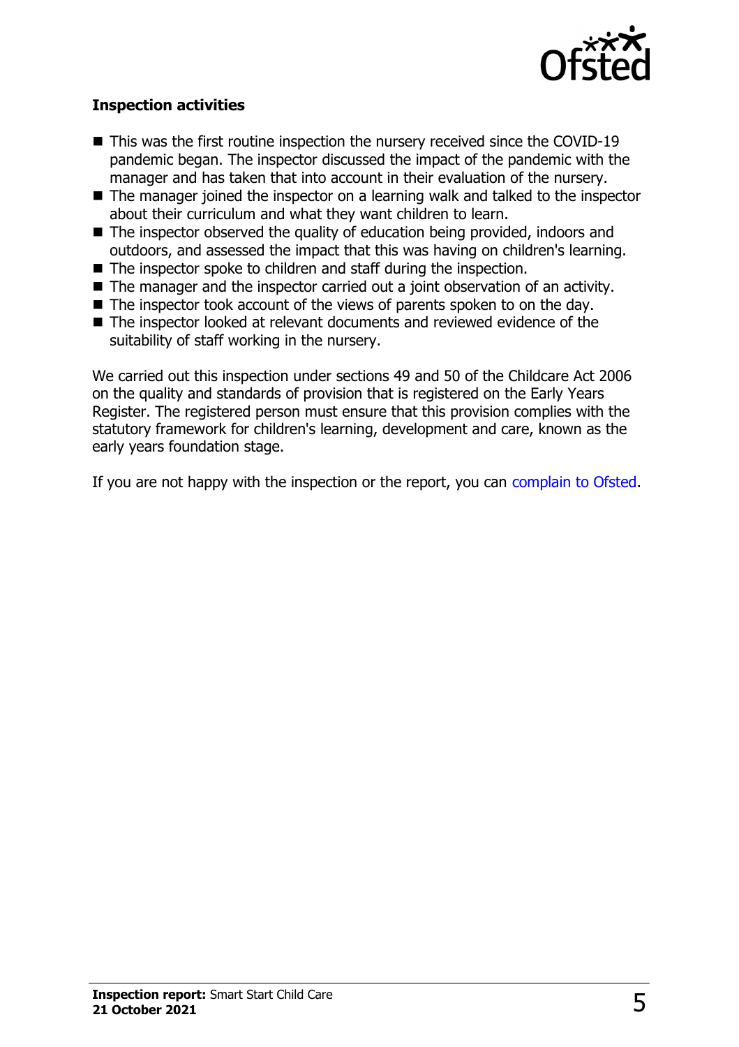**Inspection activities**

- This was the first routine inspection the nursery received since the COVID-19 pandemic began. The inspector discussed the impact of the pandemic with the manager and has taken that into account in their evaluation of the nursery.
- The manager joined the inspector on a learning walk and talked to the inspector about their curriculum and what they want children to learn.
- The inspector observed the quality of education being provided, indoors and outdoors, and assessed the impact that this was having on children's learning.
- The inspector spoke to children and staff during the inspection.
- The manager and the inspector carried out a joint observation of an activity.
- The inspector took account of the views of parents spoken to on the day.
- The inspector looked at relevant documents and reviewed evidence of the suitability of staff working in the nursery.

We carried out this inspection under sections 49 and 50 of the Childcare Act 2006 on the quality and standards of provision that is registered on the Early Years Register. The registered person must ensure that this provision complies with the statutory framework for children's learning, development and care, known as the early years foundation stage.

If you are not happy with the inspection or the report, you can complain to Ofsted.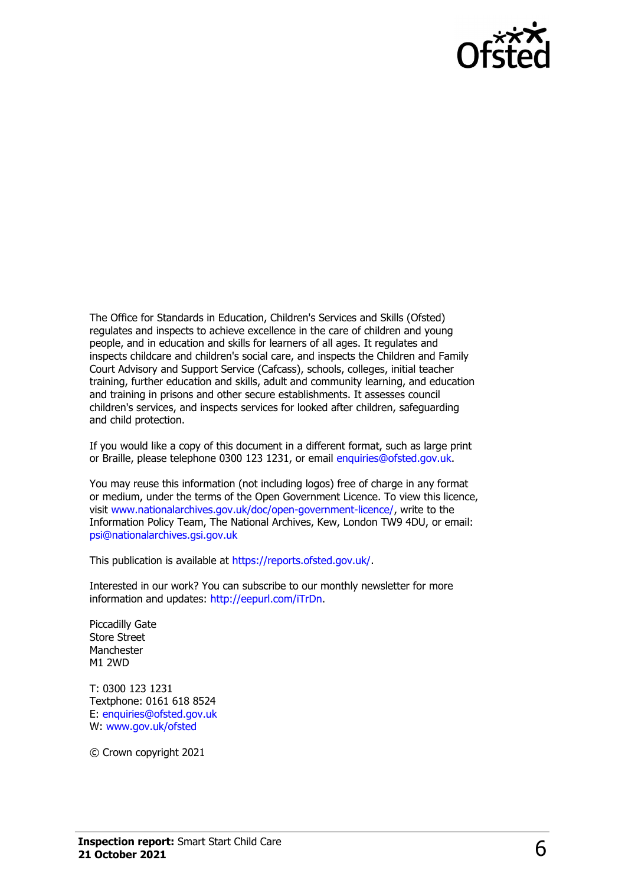The Office for Standards in Education, Children's Services and Skills (Ofsted) regulates and inspects to achieve excellence in the care of children and young people, and in education and skills for learners of all ages. It regulates and inspects childcare and children's social care, and inspects the Children and Family Court Advisory and Support Service (Cafcass), schools, colleges, initial teacher training, further education and skills, adult and community learning, and education and training in prisons and other secure establishments. It assesses council children's services, and inspects services for looked after children, safeguarding and child protection.

If you would like a copy of this document in a different format, such as large print or Braille, please telephone 0300 123 1231, or email enquiries@ofsted.gov.uk.

You may reuse this information (not including logos) free of charge in any format or medium, under the terms of the Open Government Licence. To view this licence, visit www.nationalarchives.gov.uk/doc/open-government-licence/, write to the Information Policy Team, The National Archives, Kew, London TW9 4DU, or email: psi@nationalarchives.gsi.gov.uk

This publication is available at https://reports.ofsted.gov.uk/.

Interested in our work? You can subscribe to our monthly newsletter for more information and updates: http://eepurl.com/iTrDn.

Piccadilly Gate
Store Street
Manchester
M1 2WD

T: 0300 123 1231
Textphone: 0161 618 8524
E: enquiries@ofsted.gov.uk
W: www.gov.uk/ofsted

© Crown copyright 2021